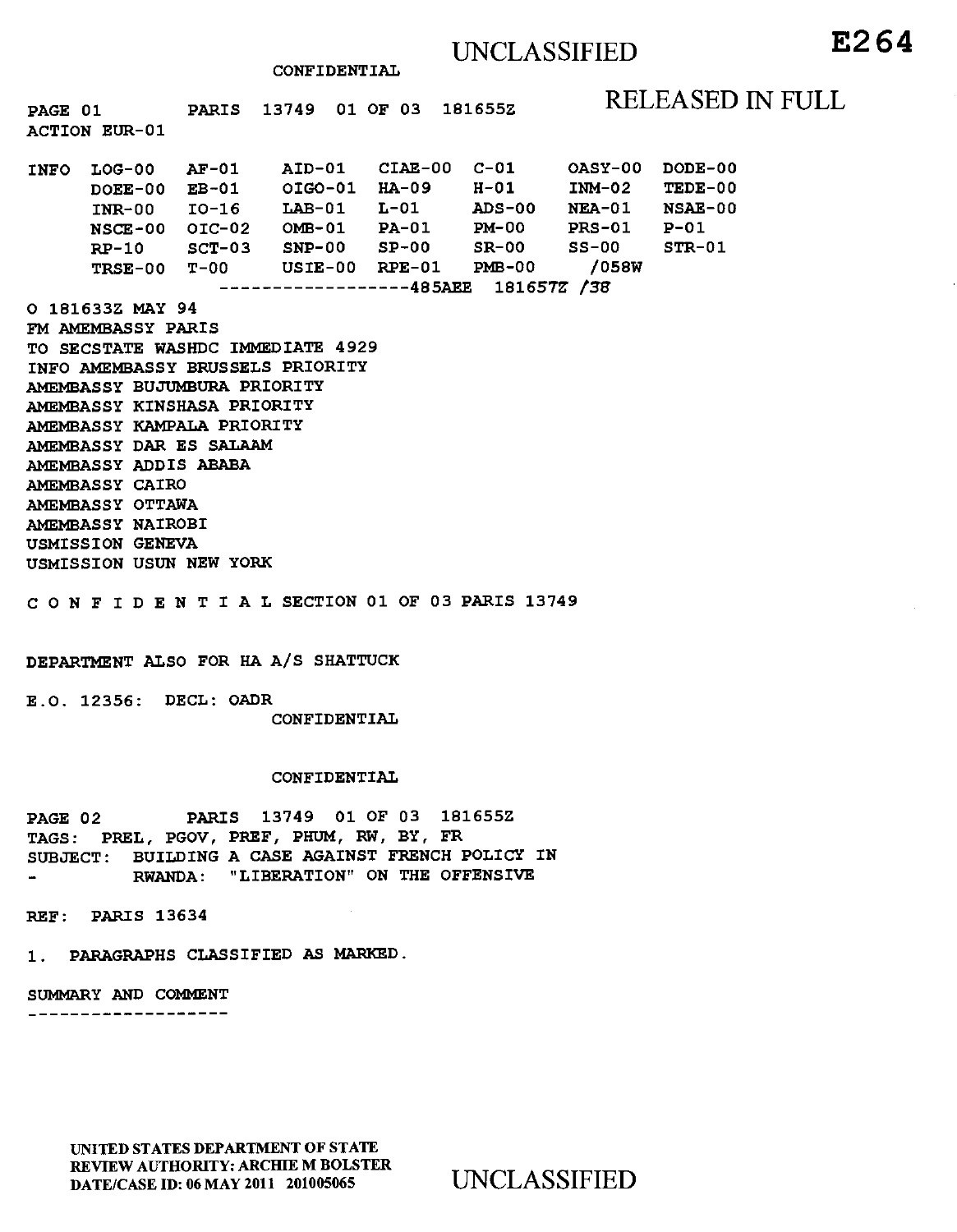UNCLASSIFIED

E264

CONFIDENTIAL

RELEASED IN FULL

PAGE 01 PARIS 13749 01 OF 03 181655Z
ACTION EUR-01

```
INFO  LOG-00   AF-01    AID-01   CIAE-00  C-01     OASY-00  DODE-00
      DOEE-00  EB-01    OIGO-01  HA-09    H-01     INM-02   TEDE-00
      INR-00   IO-16    LAB-01   L-01     ADS-00   NEA-01   NSAE-00
      NSCE-00  OIC-02   OMB-01   PA-01    PM-00    PRS-01   P-01
      RP-10    SCT-03   SNP-00   SP-00    SR-00    SS-00    STR-01
      TRSE-00  T-00     USIE-00  RPE-01   PMB-00    /058W
                  ------------------485AEE  181657Z /38
```

O 181633Z MAY 94
FM AMEMBASSY PARIS
TO SECSTATE WASHDC IMMEDIATE 4929
INFO AMEMBASSY BRUSSELS PRIORITY
AMEMBASSY BUJUMBURA PRIORITY
AMEMBASSY KINSHASA PRIORITY
AMEMBASSY KAMPALA PRIORITY
AMEMBASSY DAR ES SALAAM
AMEMBASSY ADDIS ABABA
AMEMBASSY CAIRO
AMEMBASSY OTTAWA
AMEMBASSY NAIROBI
USMISSION GENEVA
USMISSION USUN NEW YORK

C O N F I D E N T I A L SECTION 01 OF 03 PARIS 13749

DEPARTMENT ALSO FOR HA A/S SHATTUCK

E.O. 12356: DECL: OADR

CONFIDENTIAL

CONFIDENTIAL

PAGE 02 PARIS 13749 01 OF 03 181655Z
TAGS: PREL, PGOV, PREF, PHUM, RW, BY, FR
SUBJECT: BUILDING A CASE AGAINST FRENCH POLICY IN
- RWANDA: "LIBERATION" ON THE OFFENSIVE

REF: PARIS 13634

1. PARAGRAPHS CLASSIFIED AS MARKED.

SUMMARY AND COMMENT
-------------------

UNITED STATES DEPARTMENT OF STATE
REVIEW AUTHORITY: ARCHIE M BOLSTER
DATE/CASE ID: 06 MAY 2011 201005065

UNCLASSIFIED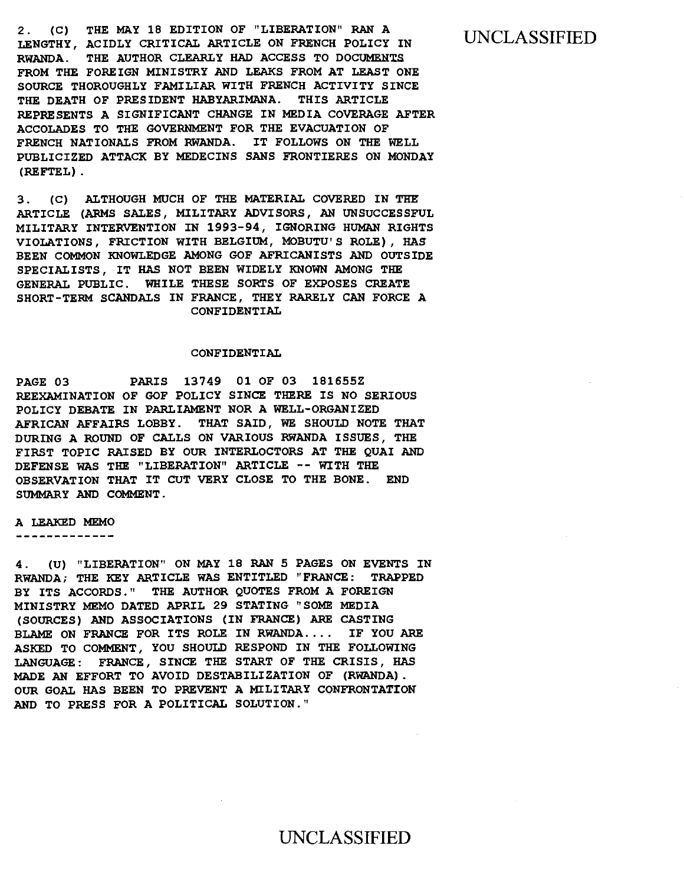2. (C) THE MAY 18 EDITION OF "LIBERATION" RAN A LENGTHY, ACIDLY CRITICAL ARTICLE ON FRENCH POLICY IN RWANDA. THE AUTHOR CLEARLY HAD ACCESS TO DOCUMENTS FROM THE FOREIGN MINISTRY AND LEAKS FROM AT LEAST ONE SOURCE THOROUGHLY FAMILIAR WITH FRENCH ACTIVITY SINCE THE DEATH OF PRESIDENT HABYARIMANA. THIS ARTICLE REPRESENTS A SIGNIFICANT CHANGE IN MEDIA COVERAGE AFTER ACCOLADES TO THE GOVERNMENT FOR THE EVACUATION OF FRENCH NATIONALS FROM RWANDA. IT FOLLOWS ON THE WELL PUBLICIZED ATTACK BY MEDECINS SANS FRONTIERES ON MONDAY (REFTEL).

3. (C) ALTHOUGH MUCH OF THE MATERIAL COVERED IN THE ARTICLE (ARMS SALES, MILITARY ADVISORS, AN UNSUCCESSFUL MILITARY INTERVENTION IN 1993-94, IGNORING HUMAN RIGHTS VIOLATIONS, FRICTION WITH BELGIUM, MOBUTU'S ROLE), HAS BEEN COMMON KNOWLEDGE AMONG GOF AFRICANISTS AND OUTSIDE SPECIALISTS, IT HAS NOT BEEN WIDELY KNOWN AMONG THE GENERAL PUBLIC. WHILE THESE SORTS OF EXPOSES CREATE SHORT-TERM SCANDALS IN FRANCE, THEY RARELY CAN FORCE A REEXAMINATION OF GOF POLICY SINCE THERE IS NO SERIOUS POLICY DEBATE IN PARLIAMENT NOR A WELL-ORGANIZED AFRICAN AFFAIRS LOBBY. THAT SAID, WE SHOULD NOTE THAT DURING A ROUND OF CALLS ON VARIOUS RWANDA ISSUES, THE FIRST TOPIC RAISED BY OUR INTERLOCTORS AT THE QUAI AND DEFENSE WAS THE "LIBERATION" ARTICLE -- WITH THE OBSERVATION THAT IT CUT VERY CLOSE TO THE BONE. END SUMMARY AND COMMENT.

## A LEAKED MEMO

4. (U) "LIBERATION" ON MAY 18 RAN 5 PAGES ON EVENTS IN RWANDA; THE KEY ARTICLE WAS ENTITLED "FRANCE: TRAPPED BY ITS ACCORDS." THE AUTHOR QUOTES FROM A FOREIGN MINISTRY MEMO DATED APRIL 29 STATING "SOME MEDIA (SOURCES) AND ASSOCIATIONS (IN FRANCE) ARE CASTING BLAME ON FRANCE FOR ITS ROLE IN RWANDA.... IF YOU ARE ASKED TO COMMENT, YOU SHOULD RESPOND IN THE FOLLOWING LANGUAGE: FRANCE, SINCE THE START OF THE CRISIS, HAS MADE AN EFFORT TO AVOID DESTABILIZATION OF (RWANDA). OUR GOAL HAS BEEN TO PREVENT A MILITARY CONFRONTATION AND TO PRESS FOR A POLITICAL SOLUTION."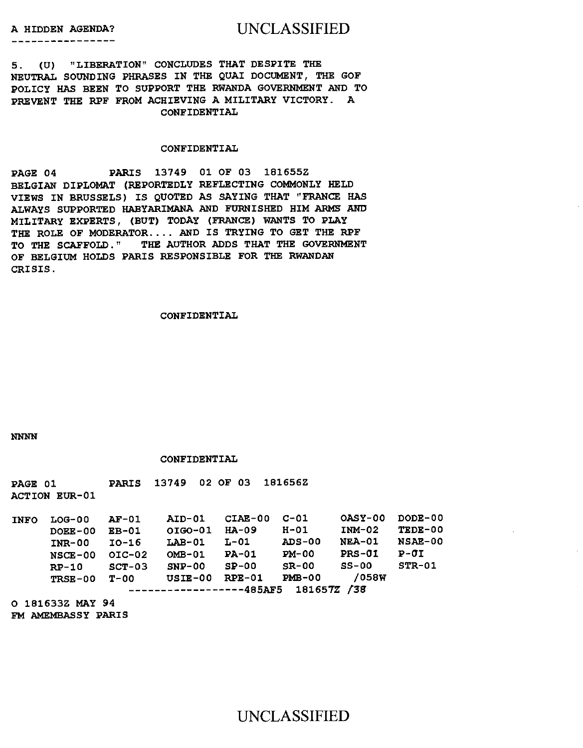A HIDDEN AGENDA?
----------------

5. (U) "LIBERATION" CONCLUDES THAT DESPITE THE NEUTRAL SOUNDING PHRASES IN THE QUAI DOCUMENT, THE GOF POLICY HAS BEEN TO SUPPORT THE RWANDA GOVERNMENT AND TO PREVENT THE RPF FROM ACHIEVING A MILITARY VICTORY. A

CONFIDENTIAL

CONFIDENTIAL

PAGE 04 PARIS 13749 01 OF 03 181655Z

BELGIAN DIPLOMAT (REPORTEDLY REFLECTING COMMONLY HELD VIEWS IN BRUSSELS) IS QUOTED AS SAYING THAT "FRANCE HAS ALWAYS SUPPORTED HABYARIMANA AND FURNISHED HIM ARMS AND MILITARY EXPERTS, (BUT) TODAY (FRANCE) WANTS TO PLAY THE ROLE OF MODERATOR.... AND IS TRYING TO GET THE RPF TO THE SCAFFOLD." THE AUTHOR ADDS THAT THE GOVERNMENT OF BELGIUM HOLDS PARIS RESPONSIBLE FOR THE RWANDAN CRISIS.

CONFIDENTIAL

NNNN

CONFIDENTIAL

PAGE 01 PARIS 13749 02 OF 03 181656Z

ACTION EUR-01

```
INFO  LOG-00   AF-01    AID-01   CIAE-00  C-01     OASY-00  DODE-00
      DOEE-00  EB-01    OIGO-01  HA-09    H-01     INM-02   TEDE-00
      INR-00   IO-16    LAB-01   L-01     ADS-00   NEA-01   NSAE-00
      NSCE-00  OIC-02   OMB-01   PA-01    PM-00    PRS-01   P-01
      RP-10    SCT-03   SNP-00   SP-00    SR-00    SS-00    STR-01
      TRSE-00  T-00     USIE-00  RPE-01   PMB-00   /058W
                   ------------------485AF5  181657Z /38
```

O 181633Z MAY 94

FM AMEMBASSY PARIS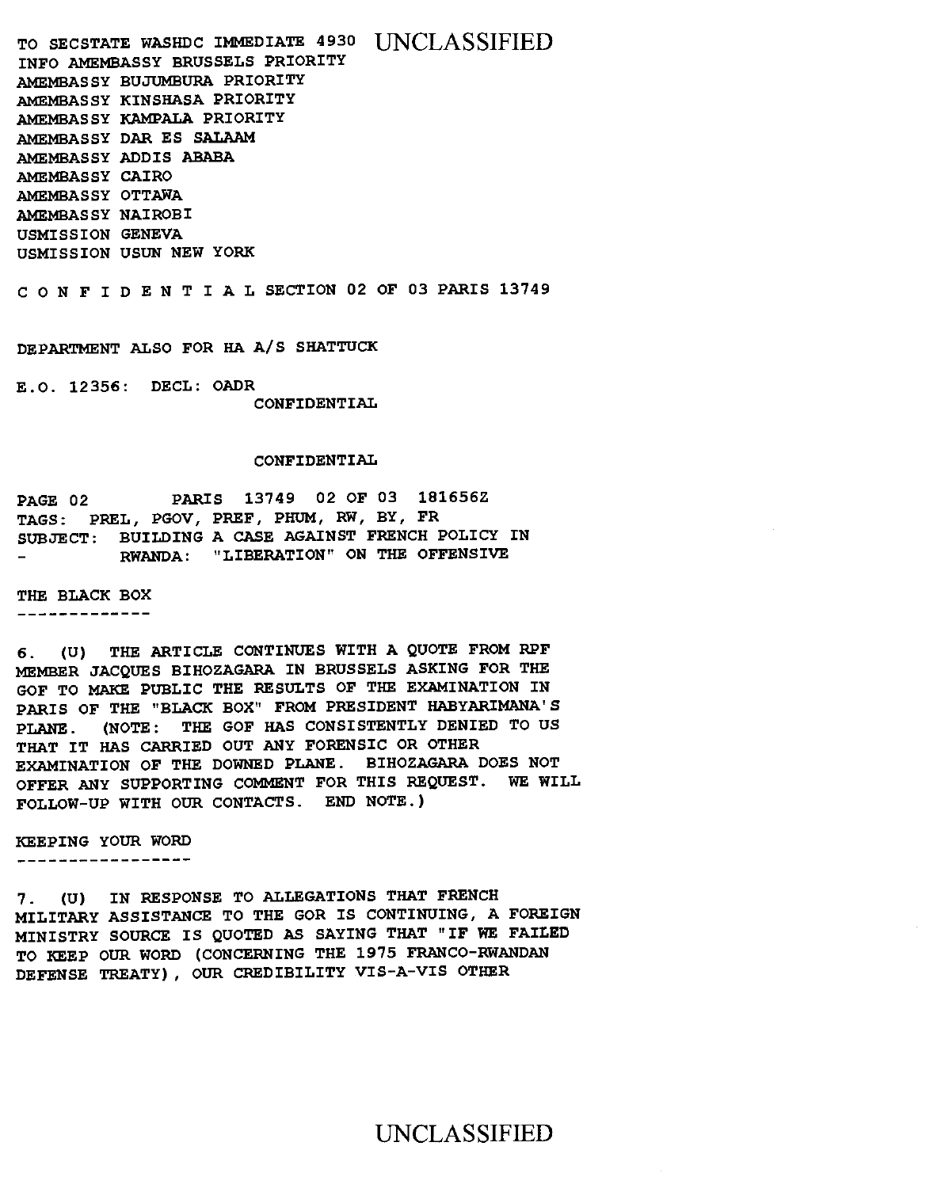TO SECSTATE WASHDC IMMEDIATE 4930
INFO AMEMBASSY BRUSSELS PRIORITY
AMEMBASSY BUJUMBURA PRIORITY
AMEMBASSY KINSHASA PRIORITY
AMEMBASSY KAMPALA PRIORITY
AMEMBASSY DAR ES SALAAM
AMEMBASSY ADDIS ABABA
AMEMBASSY CAIRO
AMEMBASSY OTTAWA
AMEMBASSY NAIROBI
USMISSION GENEVA
USMISSION USUN NEW YORK

C O N F I D E N T I A L SECTION 02 OF 03 PARIS 13749

DEPARTMENT ALSO FOR HA A/S SHATTUCK

E.O. 12356: DECL: OADR
CONFIDENTIAL

CONFIDENTIAL

PAGE 02 PARIS 13749 02 OF 03 181656Z
TAGS: PREL, PGOV, PREF, PHUM, RW, BY, FR
SUBJECT: BUILDING A CASE AGAINST FRENCH POLICY IN
- RWANDA: "LIBERATION" ON THE OFFENSIVE

THE BLACK BOX
-------------

6. (U) THE ARTICLE CONTINUES WITH A QUOTE FROM RPF MEMBER JACQUES BIHOZAGARA IN BRUSSELS ASKING FOR THE GOF TO MAKE PUBLIC THE RESULTS OF THE EXAMINATION IN PARIS OF THE "BLACK BOX" FROM PRESIDENT HABYARIMANA'S PLANE. (NOTE: THE GOF HAS CONSISTENTLY DENIED TO US THAT IT HAS CARRIED OUT ANY FORENSIC OR OTHER EXAMINATION OF THE DOWNED PLANE. BIHOZAGARA DOES NOT OFFER ANY SUPPORTING COMMENT FOR THIS REQUEST. WE WILL FOLLOW-UP WITH OUR CONTACTS. END NOTE.)

KEEPING YOUR WORD
-----------------

7. (U) IN RESPONSE TO ALLEGATIONS THAT FRENCH MILITARY ASSISTANCE TO THE GOR IS CONTINUING, A FOREIGN MINISTRY SOURCE IS QUOTED AS SAYING THAT "IF WE FAILED TO KEEP OUR WORD (CONCERNING THE 1975 FRANCO-RWANDAN DEFENSE TREATY), OUR CREDIBILITY VIS-A-VIS OTHER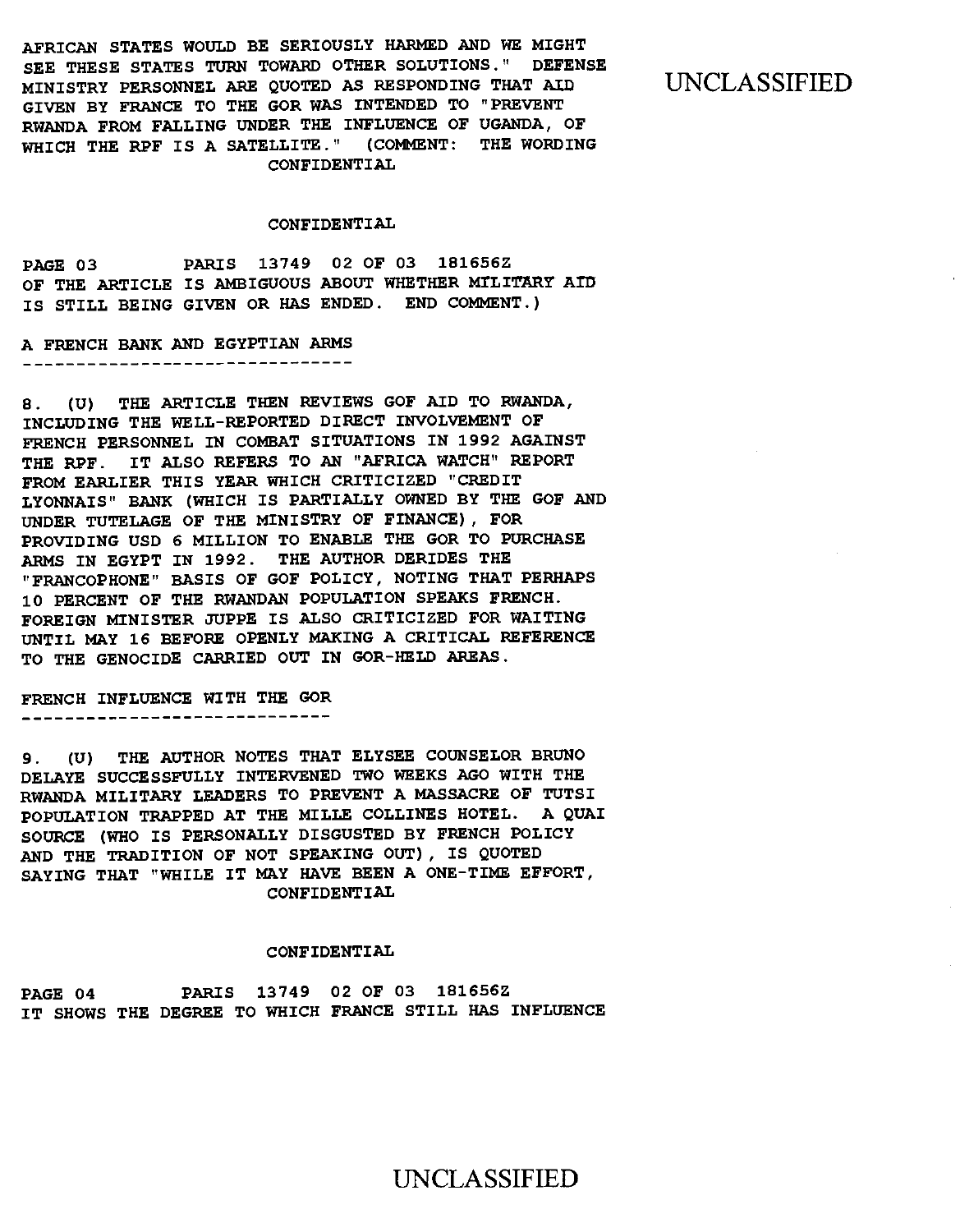AFRICAN STATES WOULD BE SERIOUSLY HARMED AND WE MIGHT SEE THESE STATES TURN TOWARD OTHER SOLUTIONS." DEFENSE MINISTRY PERSONNEL ARE QUOTED AS RESPONDING THAT AID GIVEN BY FRANCE TO THE GOR WAS INTENDED TO "PREVENT RWANDA FROM FALLING UNDER THE INFLUENCE OF UGANDA, OF WHICH THE RPF IS A SATELLITE." (COMMENT: THE WORDING OF THE ARTICLE IS AMBIGUOUS ABOUT WHETHER MILITARY AID IS STILL BEING GIVEN OR HAS ENDED. END COMMENT.)

A FRENCH BANK AND EGYPTIAN ARMS
-------------------------------

8. (U) THE ARTICLE THEN REVIEWS GOF AID TO RWANDA, INCLUDING THE WELL-REPORTED DIRECT INVOLVEMENT OF FRENCH PERSONNEL IN COMBAT SITUATIONS IN 1992 AGAINST THE RPF. IT ALSO REFERS TO AN "AFRICA WATCH" REPORT FROM EARLIER THIS YEAR WHICH CRITICIZED "CREDIT LYONNAIS" BANK (WHICH IS PARTIALLY OWNED BY THE GOF AND UNDER TUTELAGE OF THE MINISTRY OF FINANCE), FOR PROVIDING USD 6 MILLION TO ENABLE THE GOR TO PURCHASE ARMS IN EGYPT IN 1992. THE AUTHOR DERIDES THE "FRANCOPHONE" BASIS OF GOF POLICY, NOTING THAT PERHAPS 10 PERCENT OF THE RWANDAN POPULATION SPEAKS FRENCH. FOREIGN MINISTER JUPPE IS ALSO CRITICIZED FOR WAITING UNTIL MAY 16 BEFORE OPENLY MAKING A CRITICAL REFERENCE TO THE GENOCIDE CARRIED OUT IN GOR-HELD AREAS.

FRENCH INFLUENCE WITH THE GOR
-----------------------------

9. (U) THE AUTHOR NOTES THAT ELYSEE COUNSELOR BRUNO DELAYE SUCCESSFULLY INTERVENED TWO WEEKS AGO WITH THE RWANDA MILITARY LEADERS TO PREVENT A MASSACRE OF TUTSI POPULATION TRAPPED AT THE MILLE COLLINES HOTEL. A QUAI SOURCE (WHO IS PERSONALLY DISGUSTED BY FRENCH POLICY AND THE TRADITION OF NOT SPEAKING OUT), IS QUOTED SAYING THAT "WHILE IT MAY HAVE BEEN A ONE-TIME EFFORT, IT SHOWS THE DEGREE TO WHICH FRANCE STILL HAS INFLUENCE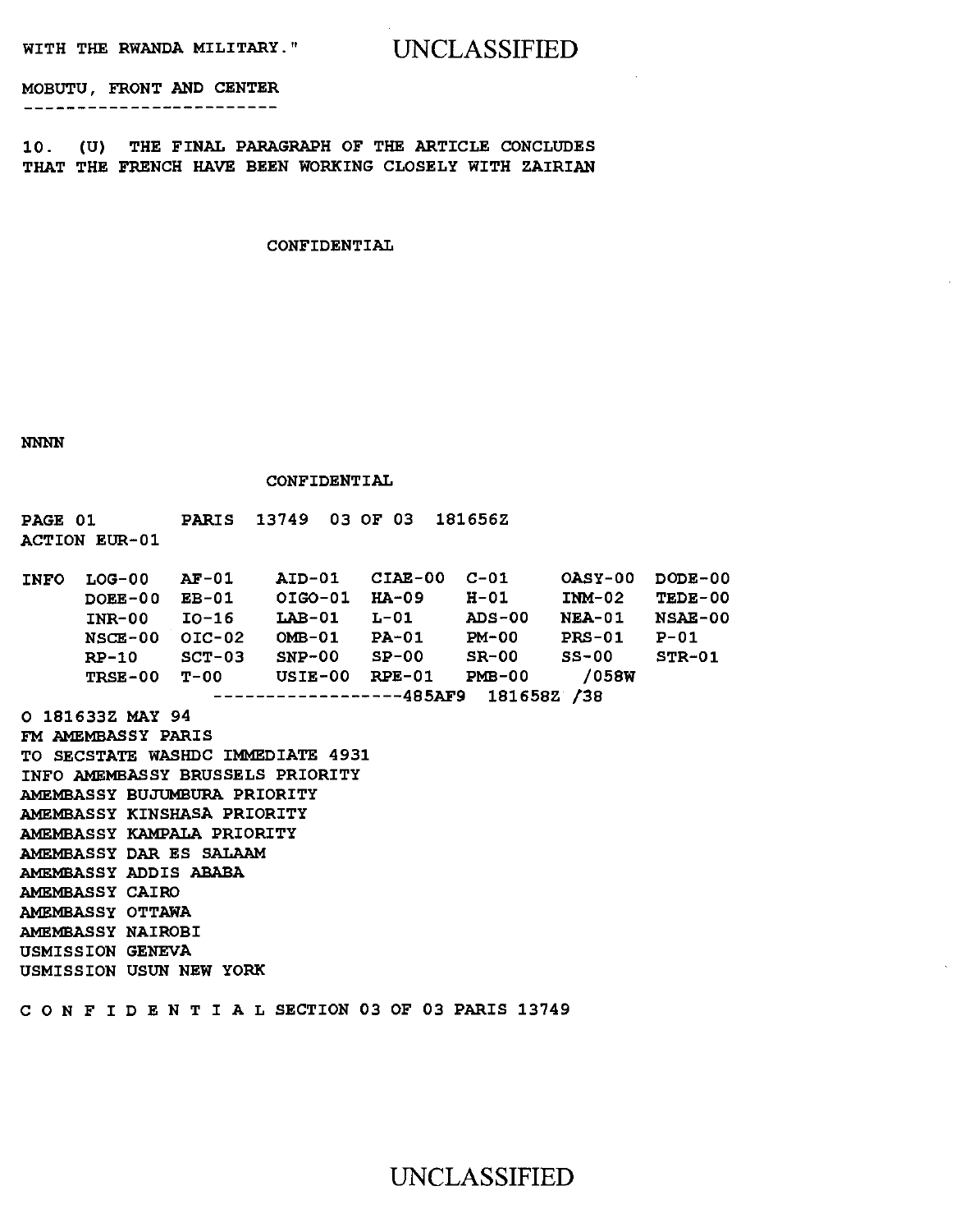WITH THE RWANDA MILITARY."

MOBUTU, FRONT AND CENTER
------------------------

10. (U) THE FINAL PARAGRAPH OF THE ARTICLE CONCLUDES THAT THE FRENCH HAVE BEEN WORKING CLOSELY WITH ZAIRIAN

CONFIDENTIAL

NNNN

CONFIDENTIAL

PAGE 01 PARIS 13749 03 OF 03 181656Z
ACTION EUR-01

| INFO | LOG-00 | AF-01 | AID-01 | CIAE-00 | C-01 | OASY-00 | DODE-00 |
|---|---|---|---|---|---|---|---|
| | DOEE-00 | EB-01 | OIGO-01 | HA-09 | H-01 | INM-02 | TEDE-00 |
| | INR-00 | IO-16 | LAB-01 | L-01 | ADS-00 | NEA-01 | NSAE-00 |
| | NSCE-00 | OIC-02 | OMB-01 | PA-01 | PM-00 | PRS-01 | P-01 |
| | RP-10 | SCT-03 | SNP-00 | SP-00 | SR-00 | SS-00 | STR-01 |
| | TRSE-00 | T-00 | USIE-00 | RPE-01 | PMB-00 | /058W | |

------------------485AF9 181658Z /38

O 181633Z MAY 94
FM AMEMBASSY PARIS
TO SECSTATE WASHDC IMMEDIATE 4931
INFO AMEMBASSY BRUSSELS PRIORITY
AMEMBASSY BUJUMBURA PRIORITY
AMEMBASSY KINSHASA PRIORITY
AMEMBASSY KAMPALA PRIORITY
AMEMBASSY DAR ES SALAAM
AMEMBASSY ADDIS ABABA
AMEMBASSY CAIRO
AMEMBASSY OTTAWA
AMEMBASSY NAIROBI
USMISSION GENEVA
USMISSION USUN NEW YORK

C O N F I D E N T I A L SECTION 03 OF 03 PARIS 13749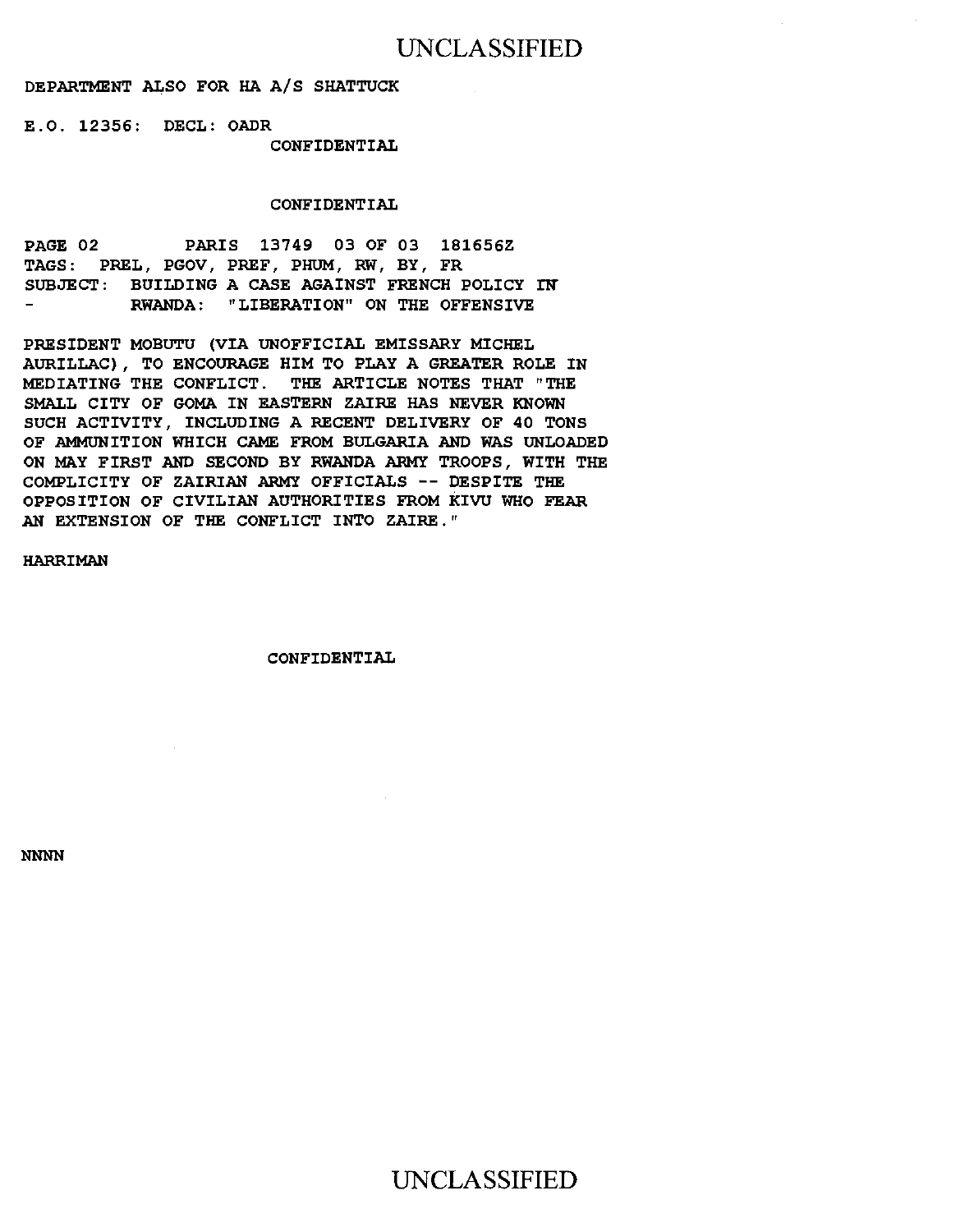DEPARTMENT ALSO FOR HA A/S SHATTUCK

E.O. 12356: DECL: OADR

CONFIDENTIAL

CONFIDENTIAL

PAGE 02 PARIS 13749 03 OF 03 181656Z

TAGS: PREL, PGOV, PREF, PHUM, RW, BY, FR

SUBJECT: BUILDING A CASE AGAINST FRENCH POLICY IN
- RWANDA: "LIBERATION" ON THE OFFENSIVE

PRESIDENT MOBUTU (VIA UNOFFICIAL EMISSARY MICHEL AURILLAC), TO ENCOURAGE HIM TO PLAY A GREATER ROLE IN MEDIATING THE CONFLICT. THE ARTICLE NOTES THAT "THE SMALL CITY OF GOMA IN EASTERN ZAIRE HAS NEVER KNOWN SUCH ACTIVITY, INCLUDING A RECENT DELIVERY OF 40 TONS OF AMMUNITION WHICH CAME FROM BULGARIA AND WAS UNLOADED ON MAY FIRST AND SECOND BY RWANDA ARMY TROOPS, WITH THE COMPLICITY OF ZAIRIAN ARMY OFFICIALS -- DESPITE THE OPPOSITION OF CIVILIAN AUTHORITIES FROM KIVU WHO FEAR AN EXTENSION OF THE CONFLICT INTO ZAIRE."

HARRIMAN

CONFIDENTIAL

NNNN